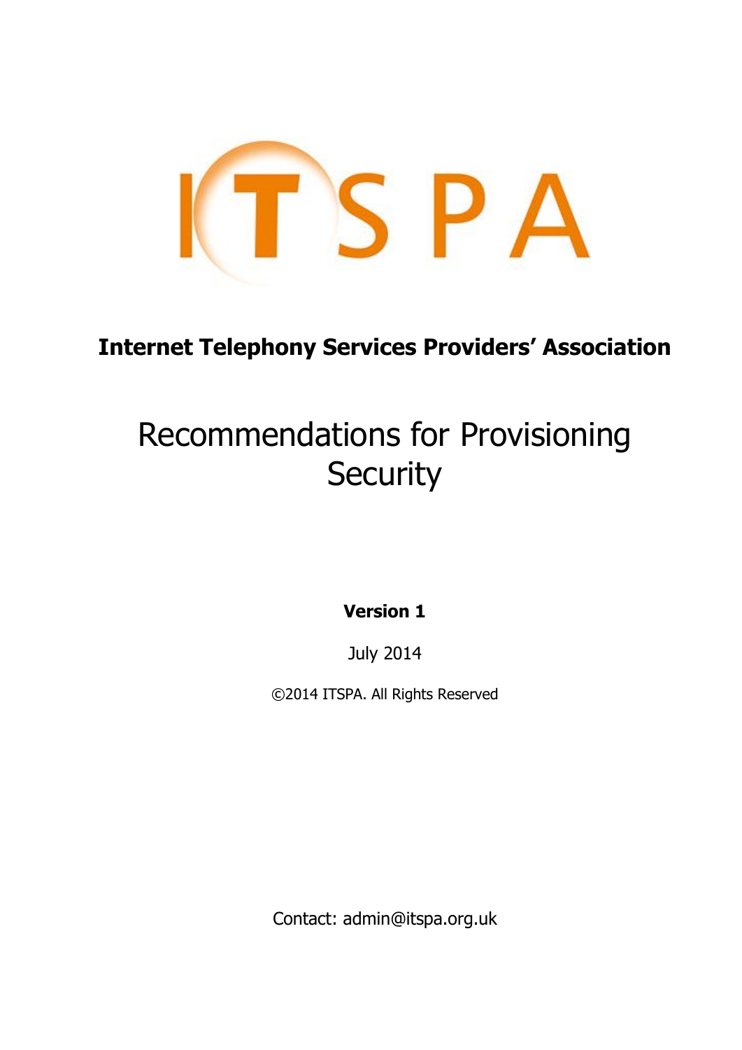ITSPA

**Internet Telephony Services Providers' Association**

# Recommendations for Provisioning Security

**Version 1**

July 2014

©2014 ITSPA. All Rights Reserved

Contact: admin@itspa.org.uk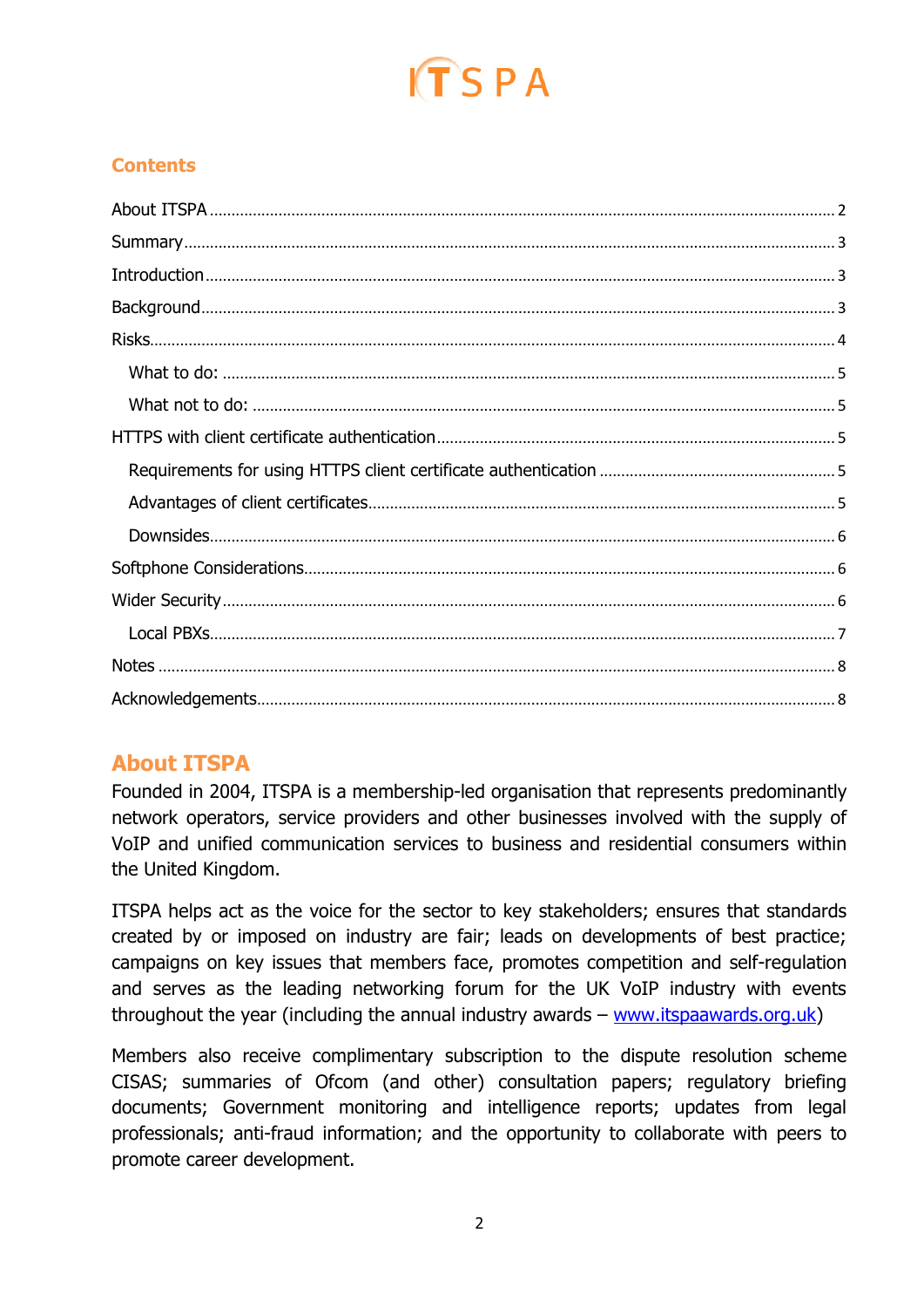ITSPA

## Contents

About ITSPA ........ 2
Summary ........ 3
Introduction ........ 3
Background ........ 3
Risks ........ 4
- What to do: ........ 5
- What not to do: ........ 5

HTTPS with client certificate authentication ........ 5
- Requirements for using HTTPS client certificate authentication ........ 5
- Advantages of client certificates ........ 5
- Downsides ........ 6

Softphone Considerations ........ 6
Wider Security ........ 6
- Local PBXs ........ 7

Notes ........ 8
Acknowledgements ........ 8

## About ITSPA

Founded in 2004, ITSPA is a membership-led organisation that represents predominantly network operators, service providers and other businesses involved with the supply of VoIP and unified communication services to business and residential consumers within the United Kingdom.

ITSPA helps act as the voice for the sector to key stakeholders; ensures that standards created by or imposed on industry are fair; leads on developments of best practice; campaigns on key issues that members face, promotes competition and self-regulation and serves as the leading networking forum for the UK VoIP industry with events throughout the year (including the annual industry awards – [www.itspaawards.org.uk](http://www.itspaawards.org.uk))

Members also receive complimentary subscription to the dispute resolution scheme CISAS; summaries of Ofcom (and other) consultation papers; regulatory briefing documents; Government monitoring and intelligence reports; updates from legal professionals; anti-fraud information; and the opportunity to collaborate with peers to promote career development.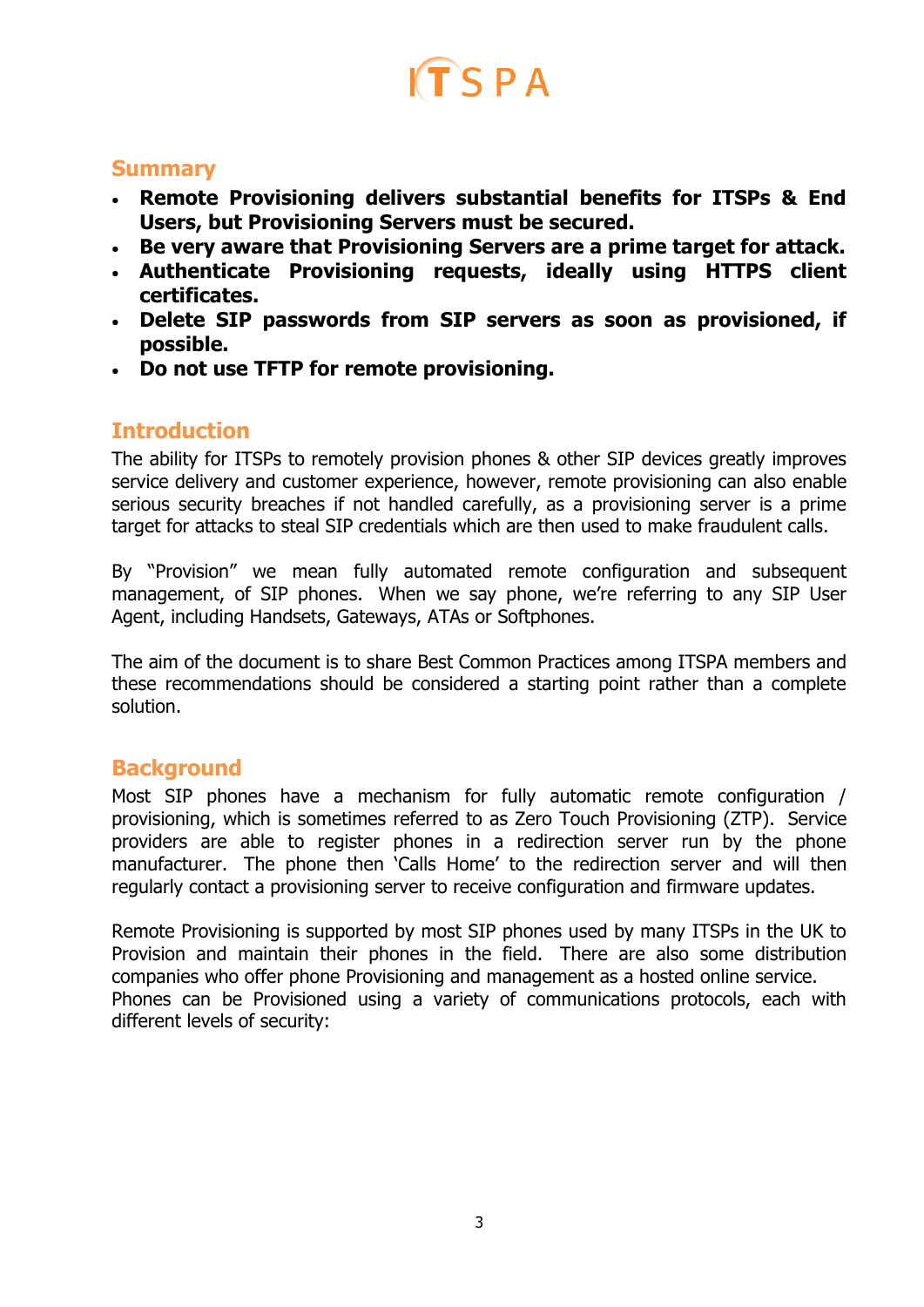## Summary

- **Remote Provisioning delivers substantial benefits for ITSPs & End Users, but Provisioning Servers must be secured.**
- **Be very aware that Provisioning Servers are a prime target for attack.**
- **Authenticate Provisioning requests, ideally using HTTPS client certificates.**
- **Delete SIP passwords from SIP servers as soon as provisioned, if possible.**
- **Do not use TFTP for remote provisioning.**

## Introduction

The ability for ITSPs to remotely provision phones & other SIP devices greatly improves service delivery and customer experience, however, remote provisioning can also enable serious security breaches if not handled carefully, as a provisioning server is a prime target for attacks to steal SIP credentials which are then used to make fraudulent calls.

By "Provision" we mean fully automated remote configuration and subsequent management, of SIP phones. When we say phone, we're referring to any SIP User Agent, including Handsets, Gateways, ATAs or Softphones.

The aim of the document is to share Best Common Practices among ITSPA members and these recommendations should be considered a starting point rather than a complete solution.

## Background

Most SIP phones have a mechanism for fully automatic remote configuration / provisioning, which is sometimes referred to as Zero Touch Provisioning (ZTP). Service providers are able to register phones in a redirection server run by the phone manufacturer. The phone then 'Calls Home' to the redirection server and will then regularly contact a provisioning server to receive configuration and firmware updates.

Remote Provisioning is supported by most SIP phones used by many ITSPs in the UK to Provision and maintain their phones in the field. There are also some distribution companies who offer phone Provisioning and management as a hosted online service.
Phones can be Provisioned using a variety of communications protocols, each with different levels of security: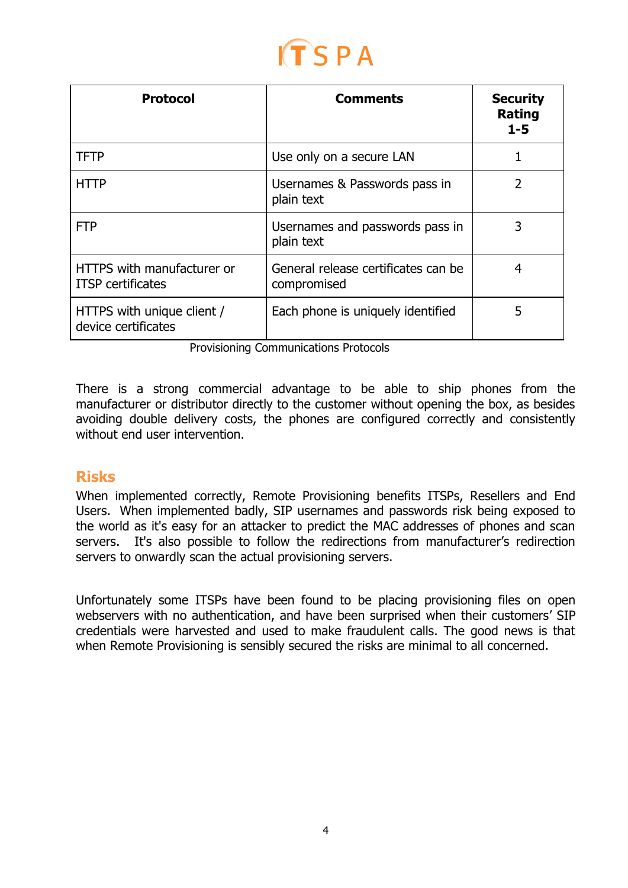| Protocol | Comments | Security Rating 1-5 |
|---|---|---|
| TFTP | Use only on a secure LAN | 1 |
| HTTP | Usernames & Passwords pass in plain text | 2 |
| FTP | Usernames and passwords pass in plain text | 3 |
| HTTPS with manufacturer or ITSP certificates | General release certificates can be compromised | 4 |
| HTTPS with unique client / device certificates | Each phone is uniquely identified | 5 |

Provisioning Communications Protocols

There is a strong commercial advantage to be able to ship phones from the manufacturer or distributor directly to the customer without opening the box, as besides avoiding double delivery costs, the phones are configured correctly and consistently without end user intervention.

## Risks

When implemented correctly, Remote Provisioning benefits ITSPs, Resellers and End Users. When implemented badly, SIP usernames and passwords risk being exposed to the world as it's easy for an attacker to predict the MAC addresses of phones and scan servers. It's also possible to follow the redirections from manufacturer's redirection servers to onwardly scan the actual provisioning servers.

Unfortunately some ITSPs have been found to be placing provisioning files on open webservers with no authentication, and have been surprised when their customers' SIP credentials were harvested and used to make fraudulent calls. The good news is that when Remote Provisioning is sensibly secured the risks are minimal to all concerned.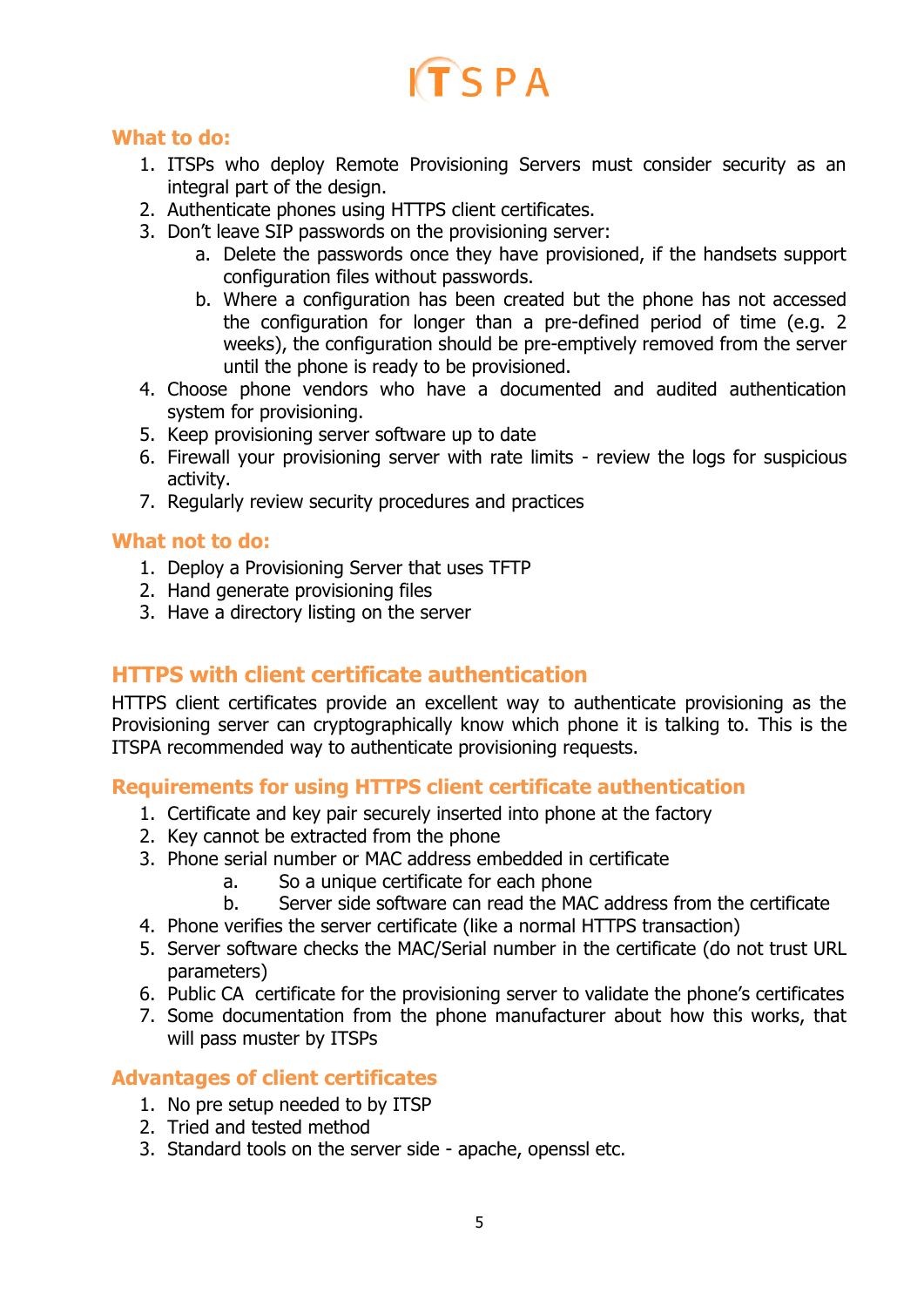### What to do:

1. ITSPs who deploy Remote Provisioning Servers must consider security as an integral part of the design.
2. Authenticate phones using HTTPS client certificates.
3. Don't leave SIP passwords on the provisioning server:
    a. Delete the passwords once they have provisioned, if the handsets support configuration files without passwords.
    b. Where a configuration has been created but the phone has not accessed the configuration for longer than a pre-defined period of time (e.g. 2 weeks), the configuration should be pre-emptively removed from the server until the phone is ready to be provisioned.
4. Choose phone vendors who have a documented and audited authentication system for provisioning.
5. Keep provisioning server software up to date
6. Firewall your provisioning server with rate limits - review the logs for suspicious activity.
7. Regularly review security procedures and practices

### What not to do:

1. Deploy a Provisioning Server that uses TFTP
2. Hand generate provisioning files
3. Have a directory listing on the server

## HTTPS with client certificate authentication

HTTPS client certificates provide an excellent way to authenticate provisioning as the Provisioning server can cryptographically know which phone it is talking to. This is the ITSPA recommended way to authenticate provisioning requests.

### Requirements for using HTTPS client certificate authentication

1. Certificate and key pair securely inserted into phone at the factory
2. Key cannot be extracted from the phone
3. Phone serial number or MAC address embedded in certificate
    a. So a unique certificate for each phone
    b. Server side software can read the MAC address from the certificate
4. Phone verifies the server certificate (like a normal HTTPS transaction)
5. Server software checks the MAC/Serial number in the certificate (do not trust URL parameters)
6. Public CA certificate for the provisioning server to validate the phone's certificates
7. Some documentation from the phone manufacturer about how this works, that will pass muster by ITSPs

### Advantages of client certificates

1. No pre setup needed to by ITSP
2. Tried and tested method
3. Standard tools on the server side - apache, openssl etc.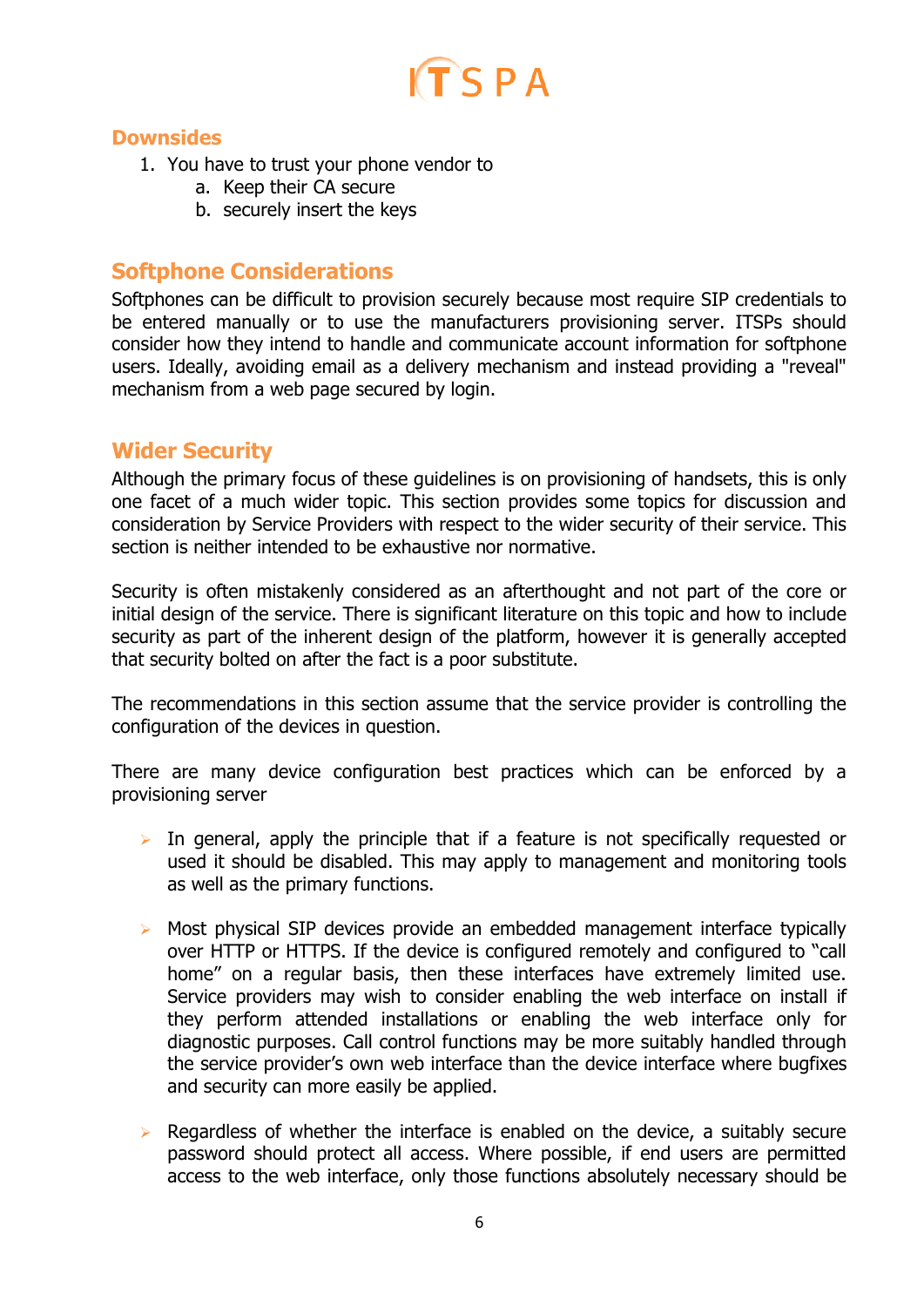## Downsides

1. You have to trust your phone vendor to
    a. Keep their CA secure
    b. securely insert the keys

## Softphone Considerations

Softphones can be difficult to provision securely because most require SIP credentials to be entered manually or to use the manufacturers provisioning server. ITSPs should consider how they intend to handle and communicate account information for softphone users. Ideally, avoiding email as a delivery mechanism and instead providing a "reveal" mechanism from a web page secured by login.

## Wider Security

Although the primary focus of these guidelines is on provisioning of handsets, this is only one facet of a much wider topic. This section provides some topics for discussion and consideration by Service Providers with respect to the wider security of their service. This section is neither intended to be exhaustive nor normative.

Security is often mistakenly considered as an afterthought and not part of the core or initial design of the service. There is significant literature on this topic and how to include security as part of the inherent design of the platform, however it is generally accepted that security bolted on after the fact is a poor substitute.

The recommendations in this section assume that the service provider is controlling the configuration of the devices in question.

There are many device configuration best practices which can be enforced by a provisioning server

- In general, apply the principle that if a feature is not specifically requested or used it should be disabled. This may apply to management and monitoring tools as well as the primary functions.

- Most physical SIP devices provide an embedded management interface typically over HTTP or HTTPS. If the device is configured remotely and configured to “call home” on a regular basis, then these interfaces have extremely limited use. Service providers may wish to consider enabling the web interface on install if they perform attended installations or enabling the web interface only for diagnostic purposes. Call control functions may be more suitably handled through the service provider’s own web interface than the device interface where bugfixes and security can more easily be applied.

- Regardless of whether the interface is enabled on the device, a suitably secure password should protect all access. Where possible, if end users are permitted access to the web interface, only those functions absolutely necessary should be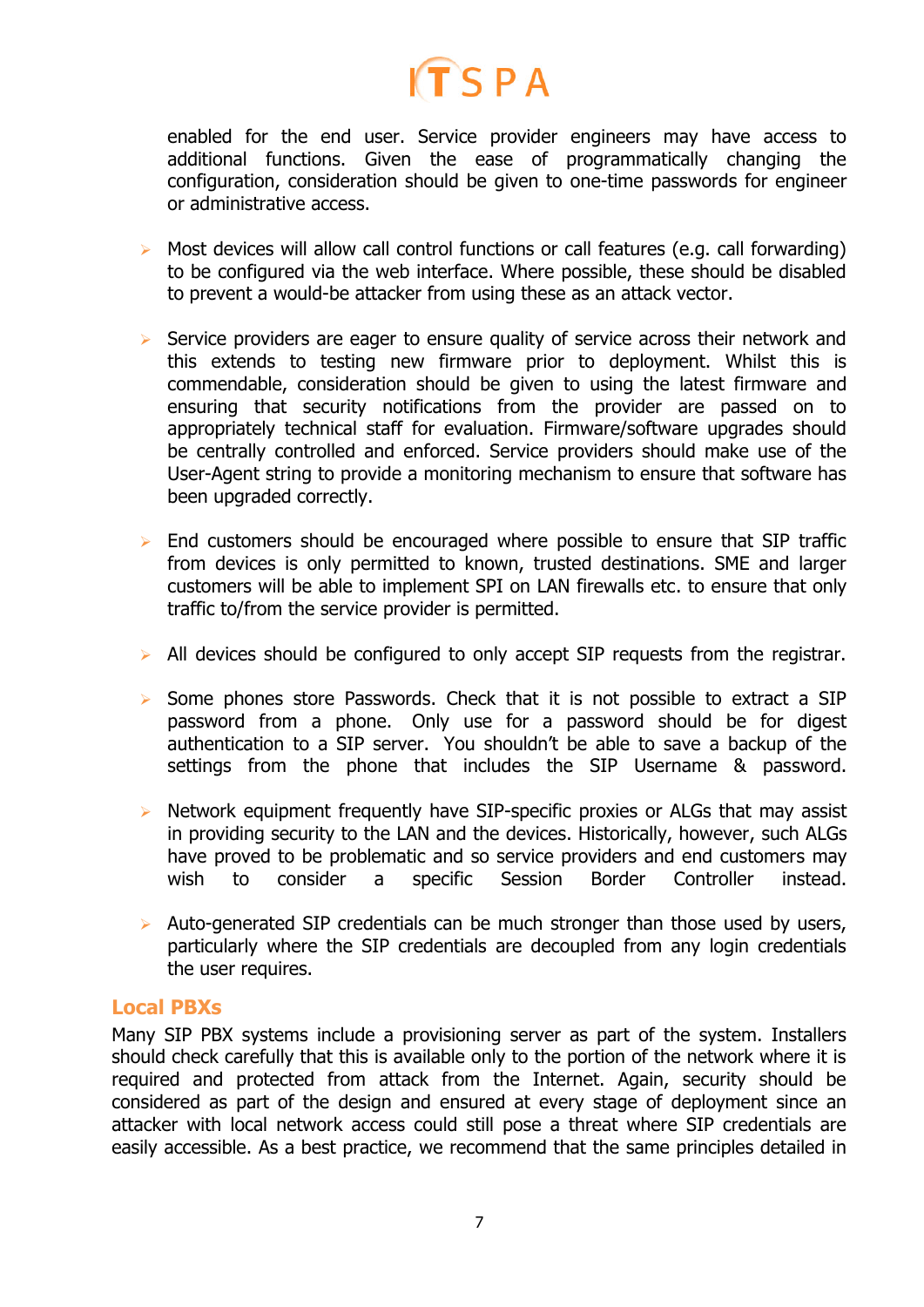enabled for the end user. Service provider engineers may have access to additional functions. Given the ease of programmatically changing the configuration, consideration should be given to one-time passwords for engineer or administrative access.

- Most devices will allow call control functions or call features (e.g. call forwarding) to be configured via the web interface. Where possible, these should be disabled to prevent a would-be attacker from using these as an attack vector.

- Service providers are eager to ensure quality of service across their network and this extends to testing new firmware prior to deployment. Whilst this is commendable, consideration should be given to using the latest firmware and ensuring that security notifications from the provider are passed on to appropriately technical staff for evaluation. Firmware/software upgrades should be centrally controlled and enforced. Service providers should make use of the User-Agent string to provide a monitoring mechanism to ensure that software has been upgraded correctly.

- End customers should be encouraged where possible to ensure that SIP traffic from devices is only permitted to known, trusted destinations. SME and larger customers will be able to implement SPI on LAN firewalls etc. to ensure that only traffic to/from the service provider is permitted.

- All devices should be configured to only accept SIP requests from the registrar.

- Some phones store Passwords. Check that it is not possible to extract a SIP password from a phone. Only use for a password should be for digest authentication to a SIP server. You shouldn't be able to save a backup of the settings from the phone that includes the SIP Username & password.

- Network equipment frequently have SIP-specific proxies or ALGs that may assist in providing security to the LAN and the devices. Historically, however, such ALGs have proved to be problematic and so service providers and end customers may wish to consider a specific Session Border Controller instead.

- Auto-generated SIP credentials can be much stronger than those used by users, particularly where the SIP credentials are decoupled from any login credentials the user requires.

## Local PBXs

Many SIP PBX systems include a provisioning server as part of the system. Installers should check carefully that this is available only to the portion of the network where it is required and protected from attack from the Internet. Again, security should be considered as part of the design and ensured at every stage of deployment since an attacker with local network access could still pose a threat where SIP credentials are easily accessible. As a best practice, we recommend that the same principles detailed in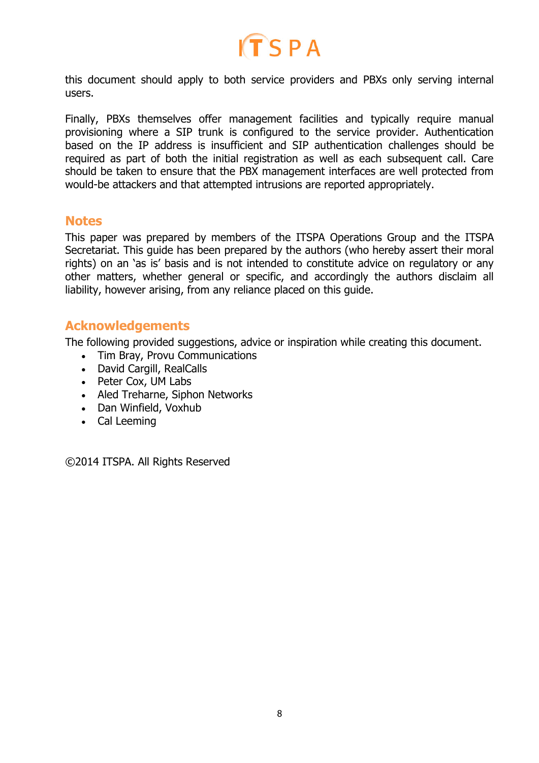this document should apply to both service providers and PBXs only serving internal users.

Finally, PBXs themselves offer management facilities and typically require manual provisioning where a SIP trunk is configured to the service provider. Authentication based on the IP address is insufficient and SIP authentication challenges should be required as part of both the initial registration as well as each subsequent call. Care should be taken to ensure that the PBX management interfaces are well protected from would-be attackers and that attempted intrusions are reported appropriately.

## Notes

This paper was prepared by members of the ITSPA Operations Group and the ITSPA Secretariat. This guide has been prepared by the authors (who hereby assert their moral rights) on an 'as is' basis and is not intended to constitute advice on regulatory or any other matters, whether general or specific, and accordingly the authors disclaim all liability, however arising, from any reliance placed on this guide.

## Acknowledgements

The following provided suggestions, advice or inspiration while creating this document.

- Tim Bray, Provu Communications
- David Cargill, RealCalls
- Peter Cox, UM Labs
- Aled Treharne, Siphon Networks
- Dan Winfield, Voxhub
- Cal Leeming

©2014 ITSPA. All Rights Reserved